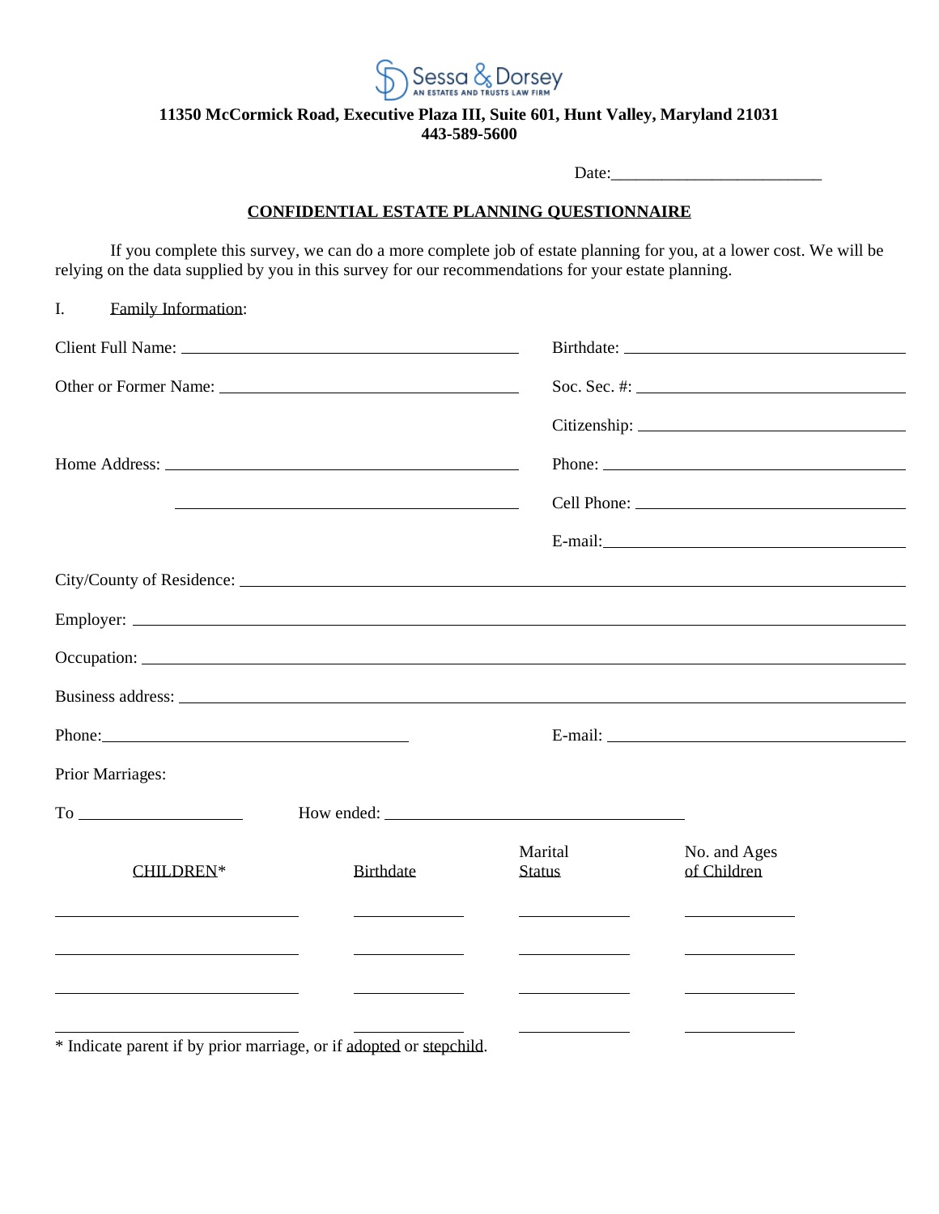Sessa & Dorsey
AN ESTATES AND TRUSTS LAW FIRM

**11350 McCormick Road, Executive Plaza III, Suite 601, Hunt Valley, Maryland 21031**
**443-589-5600**

Date:_________________________

## CONFIDENTIAL ESTATE PLANNING QUESTIONNAIRE

If you complete this survey, we can do a more complete job of estate planning for you, at a lower cost. We will be relying on the data supplied by you in this survey for our recommendations for your estate planning.

I. Family Information:

Client Full Name: ________________________________ Birthdate: ________________________________

Other or Former Name: ________________________________ Soc. Sec. #: ________________________________

Citizenship: ________________________________

Home Address: ________________________________ Phone: ________________________________

________________________________ Cell Phone: ________________________________

E-mail: ________________________________

City/County of Residence: ________________________________

Employer: ________________________________

Occupation: ________________________________

Business address: ________________________________

Phone: ________________________________ E-mail: ________________________________

Prior Marriages:

To ____________________ How ended: ________________________________

| CHILDREN* | Birthdate | Marital Status | No. and Ages of Children |
|---|---|---|---|
| | | | |
| | | | |
| | | | |
| | | | |

* Indicate parent if by prior marriage, or if adopted or stepchild.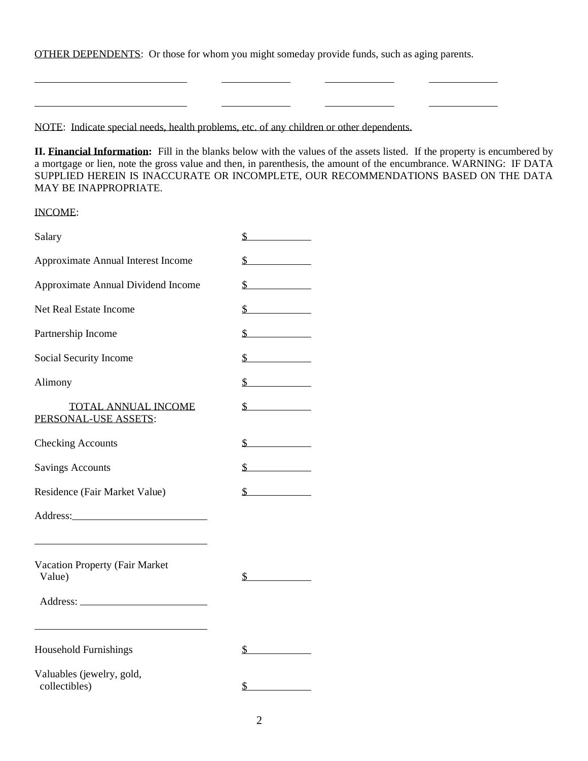OTHER DEPENDENTS: Or those for whom you might someday provide funds, such as aging parents.

| | | | |
|---|---|---|---|
| | | | |
| | | | |

NOTE: Indicate special needs, health problems, etc. of any children or other dependents.

**II. Financial Information:** Fill in the blanks below with the values of the assets listed. If the property is encumbered by a mortgage or lien, note the gross value and then, in parenthesis, the amount of the encumbrance. WARNING: IF DATA SUPPLIED HEREIN IS INACCURATE OR INCOMPLETE, OUR RECOMMENDATIONS BASED ON THE DATA MAY BE INAPPROPRIATE.

INCOME:

Salary $\_\_\_\_\_\_\_\_\_\_

Approximate Annual Interest Income $\_\_\_\_\_\_\_\_\_\_

Approximate Annual Dividend Income $\_\_\_\_\_\_\_\_\_\_

Net Real Estate Income $\_\_\_\_\_\_\_\_\_\_

Partnership Income $\_\_\_\_\_\_\_\_\_\_

Social Security Income $\_\_\_\_\_\_\_\_\_\_

Alimony $\_\_\_\_\_\_\_\_\_\_

TOTAL ANNUAL INCOME $\_\_\_\_\_\_\_\_\_\_

PERSONAL-USE ASSETS:

Checking Accounts $\_\_\_\_\_\_\_\_\_\_

Savings Accounts $\_\_\_\_\_\_\_\_\_\_

Residence (Fair Market Value) $\_\_\_\_\_\_\_\_\_\_

Address:\_\_\_\_\_\_\_\_\_\_\_\_\_\_\_\_\_\_\_\_\_\_\_\_

\_\_\_\_\_\_\_\_\_\_\_\_\_\_\_\_\_\_\_\_\_\_\_\_\_\_\_\_\_\_\_\_

Vacation Property (Fair Market Value) $\_\_\_\_\_\_\_\_\_\_

Address: \_\_\_\_\_\_\_\_\_\_\_\_\_\_\_\_\_\_\_\_\_\_\_\_

\_\_\_\_\_\_\_\_\_\_\_\_\_\_\_\_\_\_\_\_\_\_\_\_\_\_\_\_\_\_\_\_

Household Furnishings $\_\_\_\_\_\_\_\_\_\_

Valuables (jewelry, gold, collectibles) $\_\_\_\_\_\_\_\_\_\_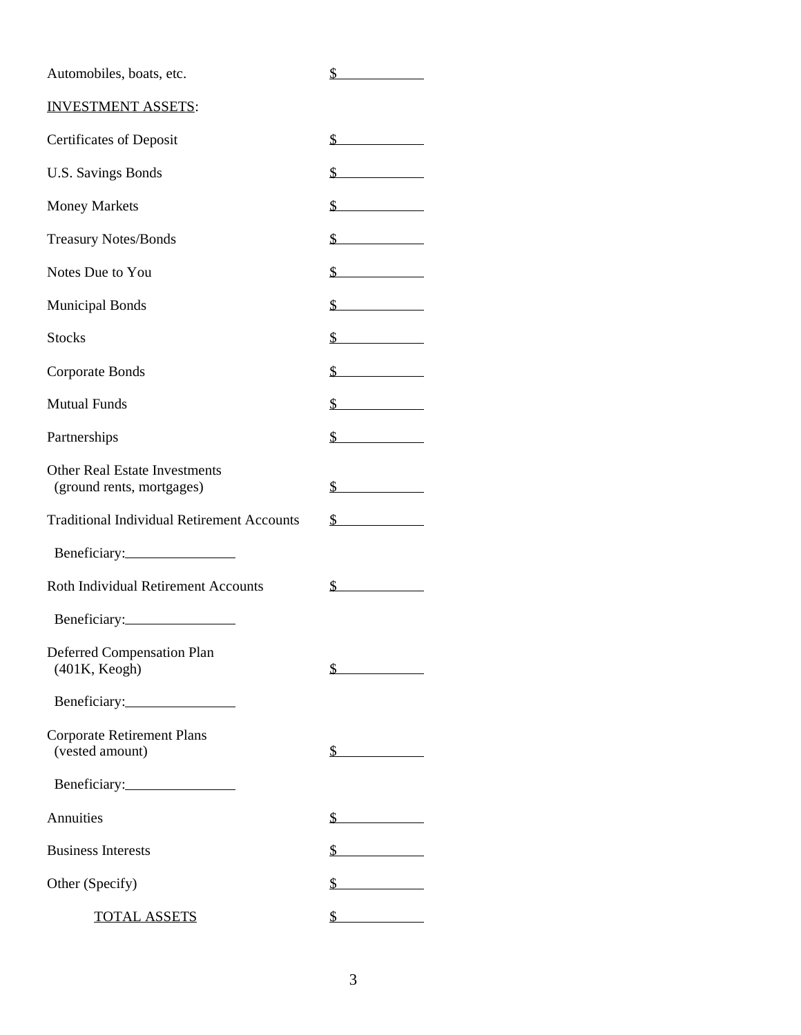Automobiles, boats, etc. $\_\_\_\_\_\_\_\_\_\_

INVESTMENT ASSETS:

Certificates of Deposit $\_\_\_\_\_\_\_\_\_\_

U.S. Savings Bonds $\_\_\_\_\_\_\_\_\_\_

Money Markets $\_\_\_\_\_\_\_\_\_\_

Treasury Notes/Bonds $\_\_\_\_\_\_\_\_\_\_

Notes Due to You $\_\_\_\_\_\_\_\_\_\_

Municipal Bonds $\_\_\_\_\_\_\_\_\_\_

Stocks $\_\_\_\_\_\_\_\_\_\_

Corporate Bonds $\_\_\_\_\_\_\_\_\_\_

Mutual Funds $\_\_\_\_\_\_\_\_\_\_

Partnerships $\_\_\_\_\_\_\_\_\_\_

Other Real Estate Investments
(ground rents, mortgages) $\_\_\_\_\_\_\_\_\_\_

Traditional Individual Retirement Accounts $\_\_\_\_\_\_\_\_\_\_

Beneficiary:\_\_\_\_\_\_\_\_\_\_\_\_\_\_\_\_

Roth Individual Retirement Accounts $\_\_\_\_\_\_\_\_\_\_

Beneficiary:\_\_\_\_\_\_\_\_\_\_\_\_\_\_\_\_

Deferred Compensation Plan
(401K, Keogh) $\_\_\_\_\_\_\_\_\_\_

Beneficiary:\_\_\_\_\_\_\_\_\_\_\_\_\_\_\_\_

Corporate Retirement Plans
(vested amount) $\_\_\_\_\_\_\_\_\_\_

Beneficiary:\_\_\_\_\_\_\_\_\_\_\_\_\_\_\_\_

Annuities $\_\_\_\_\_\_\_\_\_\_

Business Interests $\_\_\_\_\_\_\_\_\_\_

Other (Specify) $\_\_\_\_\_\_\_\_\_\_

TOTAL ASSETS $\_\_\_\_\_\_\_\_\_\_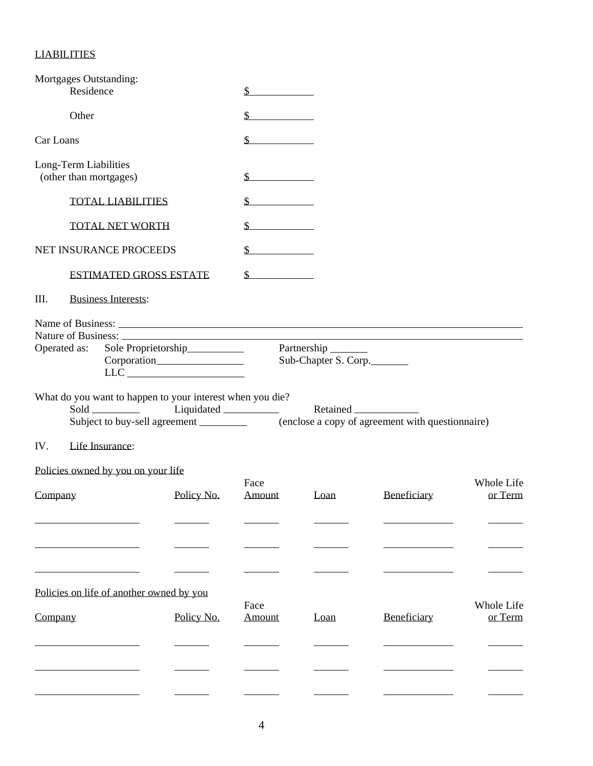LIABILITIES

Mortgages Outstanding:

Residence $ ____________

Other $ ____________

Car Loans $ ____________

Long-Term Liabilities (other than mortgages) $ ____________

TOTAL LIABILITIES $ ____________

TOTAL NET WORTH $ ____________

NET INSURANCE PROCEEDS $ ____________

ESTIMATED GROSS ESTATE $ ____________

III. Business Interests:

Name of Business: ________________________________________________

Nature of Business: ________________________________________________

Operated as: Sole Proprietorship__________ Partnership _______

Corporation________________ Sub-Chapter S. Corp._______

LLC ______________________

What do you want to happen to your interest when you die?

Sold _________ Liquidated __________ Retained ____________

Subject to buy-sell agreement _________ (enclose a copy of agreement with questionnaire)

IV. Life Insurance:

Policies owned by you on your life

| Company | Policy No. | Face Amount | Loan | Beneficiary | Whole Life or Term |
|---|---|---|---|---|---|
| | | | | | |
| | | | | | |
| | | | | | |

Policies on life of another owned by you

| Company | Policy No. | Face Amount | Loan | Beneficiary | Whole Life or Term |
|---|---|---|---|---|---|
| | | | | | |
| | | | | | |
| | | | | | |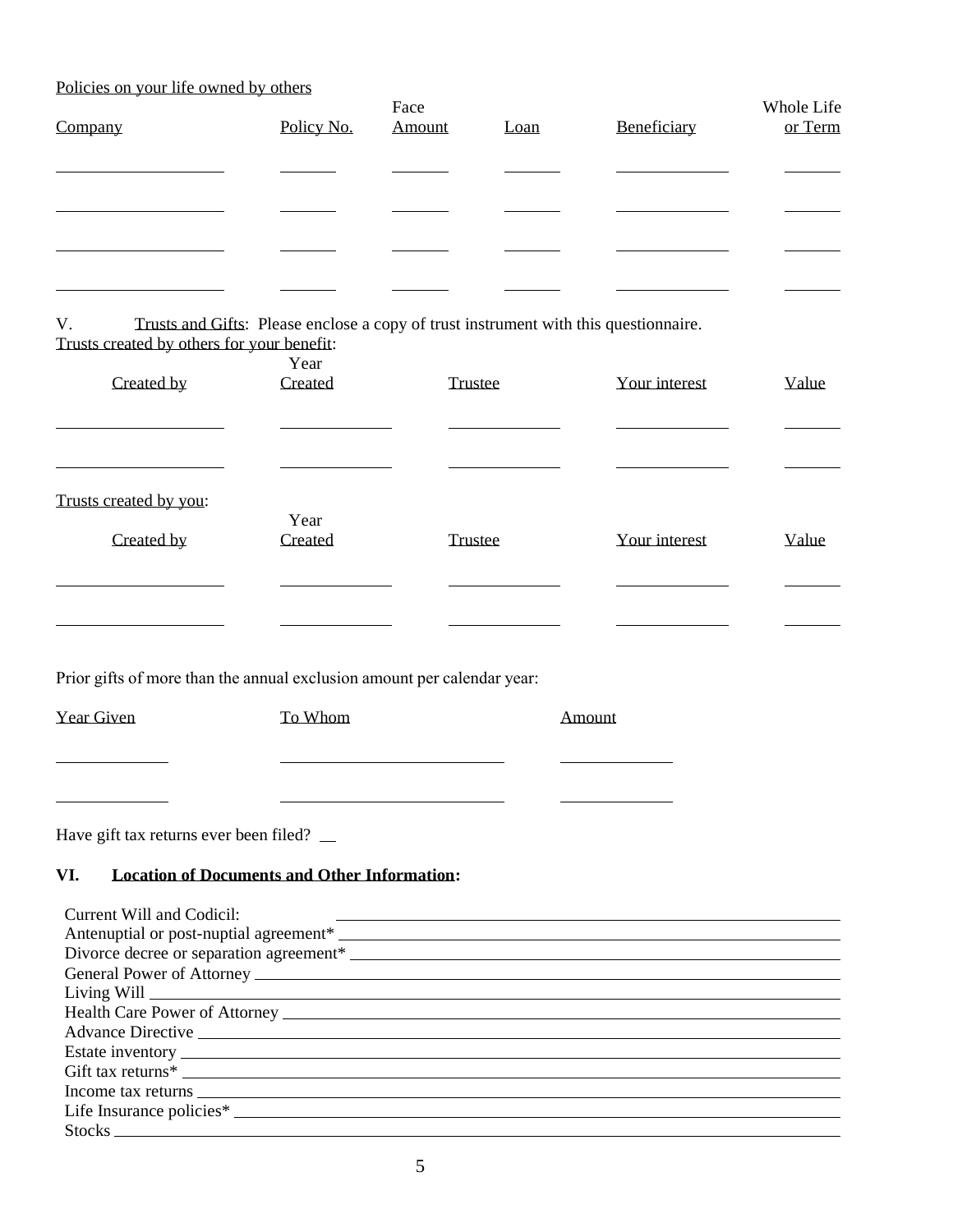Policies on your life owned by others

| Company | Policy No. | Face Amount | Loan | Beneficiary | Whole Life or Term |
| --- | --- | --- | --- | --- | --- |
| | | | | | |
| | | | | | |
| | | | | | |
| | | | | | |

V. Trusts and Gifts: Please enclose a copy of trust instrument with this questionnaire.

Trusts created by others for your benefit:

| Created by | Year Created | Trustee | Your interest | Value |
| --- | --- | --- | --- | --- |
| | | | | |
| | | | | |

Trusts created by you:

| Created by | Year Created | Trustee | Your interest | Value |
| --- | --- | --- | --- | --- |
| | | | | |
| | | | | |

Prior gifts of more than the annual exclusion amount per calendar year:

| Year Given | To Whom | Amount |
| --- | --- | --- |
| | | |
| | | |

Have gift tax returns ever been filed? __

## VI. Location of Documents and Other Information:

Current Will and Codicil: ______

Antenuptial or post-nuptial agreement* ______

Divorce decree or separation agreement* ______

General Power of Attorney ______

Living Will ______

Health Care Power of Attorney ______

Advance Directive ______

Estate inventory ______

Gift tax returns* ______

Income tax returns ______

Life Insurance policies* ______

Stocks ______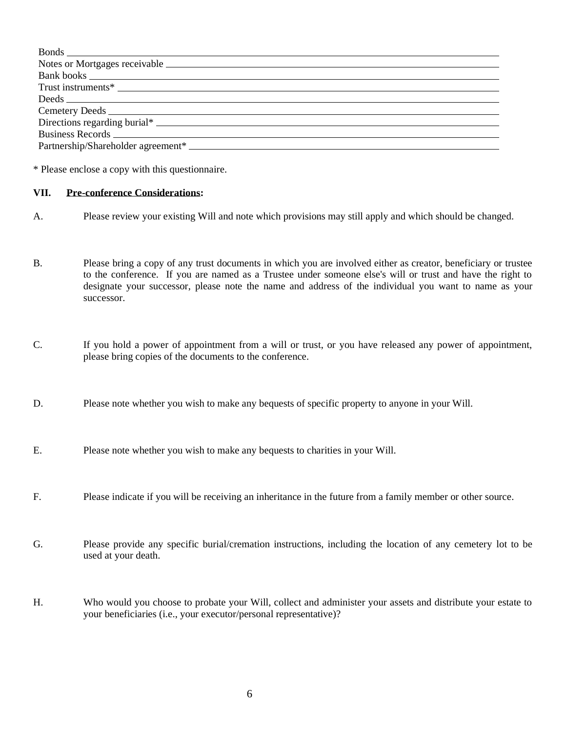Bonds ______________________________________________________________________

Notes or Mortgages receivable _______________________________________________

Bank books __________________________________________________________________

Trust instruments* ___________________________________________________________

Deeds ______________________________________________________________________

Cemetery Deeds ______________________________________________________________

Directions regarding burial* __________________________________________________

Business Records _____________________________________________________________

Partnership/Shareholder agreement* ___________________________________________

* Please enclose a copy with this questionnaire.

**VII. <u>Pre-conference Considerations</u>:**

A. Please review your existing Will and note which provisions may still apply and which should be changed.

B. Please bring a copy of any trust documents in which you are involved either as creator, beneficiary or trustee to the conference. If you are named as a Trustee under someone else's will or trust and have the right to designate your successor, please note the name and address of the individual you want to name as your successor.

C. If you hold a power of appointment from a will or trust, or you have released any power of appointment, please bring copies of the documents to the conference.

D. Please note whether you wish to make any bequests of specific property to anyone in your Will.

E. Please note whether you wish to make any bequests to charities in your Will.

F. Please indicate if you will be receiving an inheritance in the future from a family member or other source.

G. Please provide any specific burial/cremation instructions, including the location of any cemetery lot to be used at your death.

H. Who would you choose to probate your Will, collect and administer your assets and distribute your estate to your beneficiaries (i.e., your executor/personal representative)?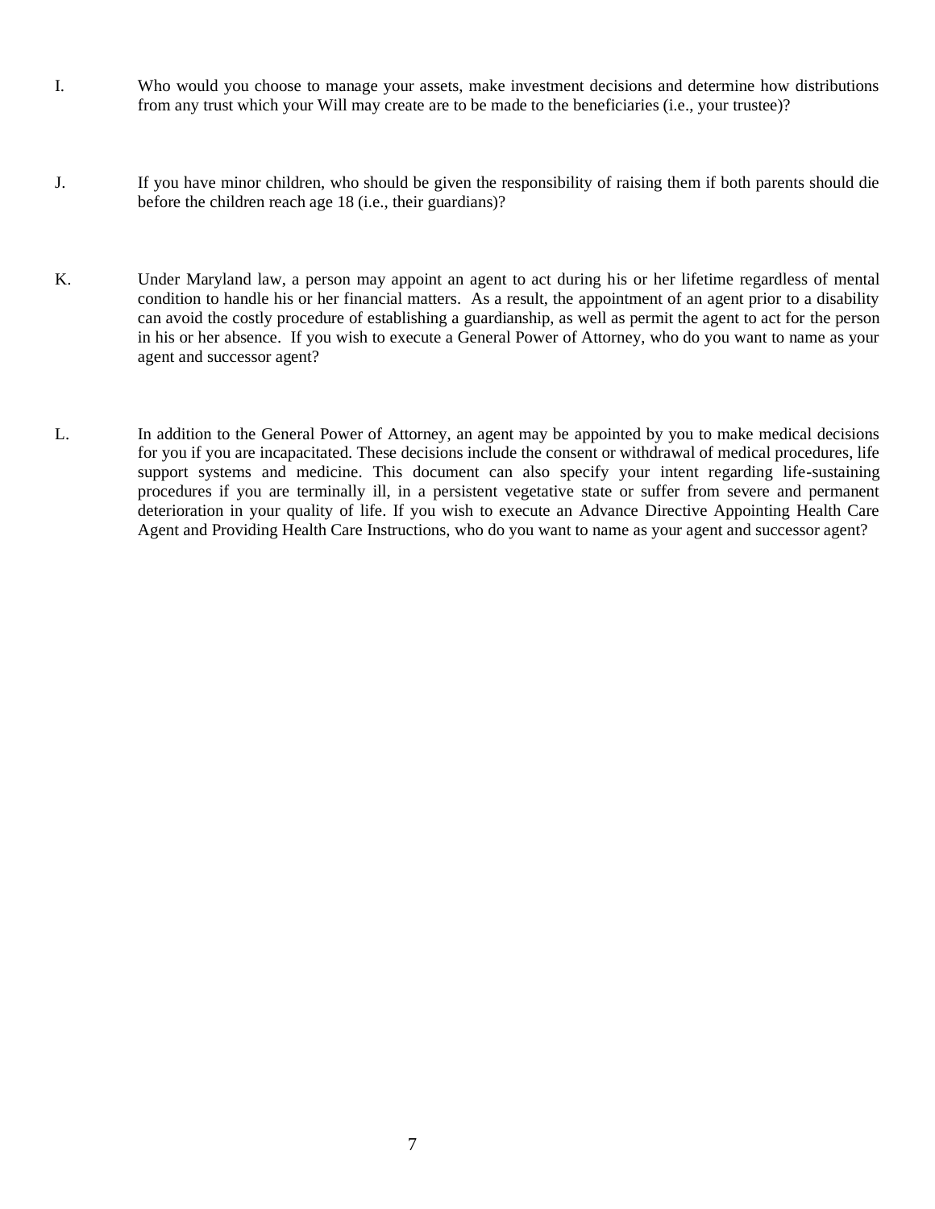I. Who would you choose to manage your assets, make investment decisions and determine how distributions from any trust which your Will may create are to be made to the beneficiaries (i.e., your trustee)?

J. If you have minor children, who should be given the responsibility of raising them if both parents should die before the children reach age 18 (i.e., their guardians)?

K. Under Maryland law, a person may appoint an agent to act during his or her lifetime regardless of mental condition to handle his or her financial matters. As a result, the appointment of an agent prior to a disability can avoid the costly procedure of establishing a guardianship, as well as permit the agent to act for the person in his or her absence. If you wish to execute a General Power of Attorney, who do you want to name as your agent and successor agent?

L. In addition to the General Power of Attorney, an agent may be appointed by you to make medical decisions for you if you are incapacitated. These decisions include the consent or withdrawal of medical procedures, life support systems and medicine. This document can also specify your intent regarding life-sustaining procedures if you are terminally ill, in a persistent vegetative state or suffer from severe and permanent deterioration in your quality of life. If you wish to execute an Advance Directive Appointing Health Care Agent and Providing Health Care Instructions, who do you want to name as your agent and successor agent?